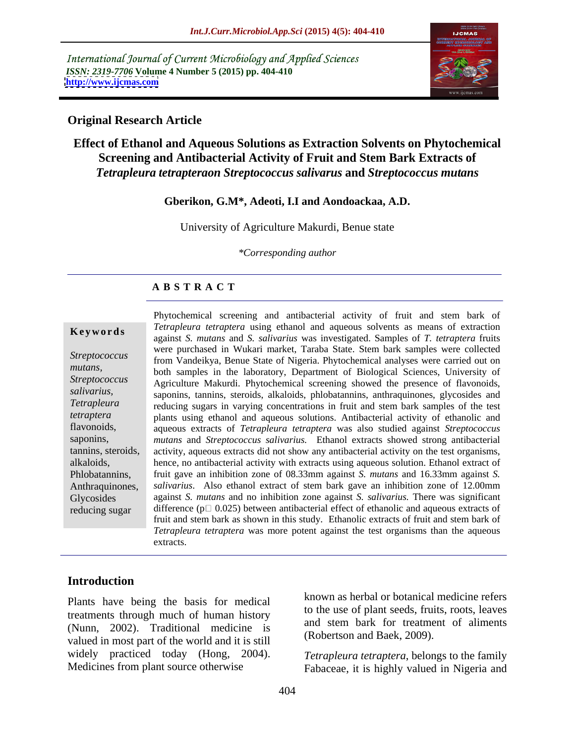International Journal of Current Microbiology and Applied Sciences
*ISSN: 2319-7706* **Volume 4 Number 5 (2015) pp. 404-410**
**http://www.ijcmas.com**

**Original Research Article**

# Effect of Ethanol and Aqueous Solutions as Extraction Solvents on Phytochemical Screening and Antibacterial Activity of Fruit and Stem Bark Extracts of *Tetrapleura tetrapteraon Streptococcus salivarus* and *Streptococcus mutans*

**Gberikon, G.M\*, Adeoti, I.I and Aondoackaa, A.D.**

University of Agriculture Makurdi, Benue state

*\*Corresponding author*

## A B S T R A C T

**Keywords**

*Streptococcus mutans, Streptococcus salivarius, Tetrapleura tetraptera* flavonoids, saponins, tannins, steroids, alkaloids, Phlobatannins, Anthraquinones, Glycosides reducing sugar

Phytochemical screening and antibacterial activity of fruit and stem bark of *Tetrapleura tetraptera* using ethanol and aqueous solvents as means of extraction against *S. mutans* and *S. salivarius* was investigated. Samples of *T. tetraptera* fruits were purchased in Wukari market, Taraba State. Stem bark samples were collected from Vandeikya, Benue State of Nigeria. Phytochemical analyses were carried out on both samples in the laboratory, Department of Biological Sciences, University of Agriculture Makurdi. Phytochemical screening showed the presence of flavonoids, saponins, tannins, steroids, alkaloids, phlobatannins, anthraquinones, glycosides and reducing sugars in varying concentrations in fruit and stem bark samples of the test plants using ethanol and aqueous solutions. Antibacterial activity of ethanolic and aqueous extracts of *Tetrapleura tetraptera* was also studied against *Streptococcus mutans* and *Streptococcus salivarius.* Ethanol extracts showed strong antibacterial activity, aqueous extracts did not show any antibacterial activity on the test organisms, hence, no antibacterial activity with extracts using aqueous solution. Ethanol extract of fruit gave an inhibition zone of 08.33mm against *S. mutans* and 16.33mm against *S. salivarius*. Also ethanol extract of stem bark gave an inhibition zone of 12.00mm against *S. mutans* and no inhibition zone against *S. salivarius.* There was significant difference (p□ 0.025) between antibacterial effect of ethanolic and aqueous extracts of fruit and stem bark as shown in this study. Ethanolic extracts of fruit and stem bark of *Tetrapleura tetraptera* was more potent against the test organisms than the aqueous extracts.

## Introduction

Plants have being the basis for medical treatments through much of human history (Nunn, 2002). Traditional medicine is valued in most part of the world and it is still widely practiced today (Hong, 2004). Medicines from plant source otherwise known as herbal or botanical medicine refers to the use of plant seeds, fruits, roots, leaves and stem bark for treatment of aliments (Robertson and Baek, 2009).

*Tetrapleura tetraptera,* belongs to the family Fabaceae, it is highly valued in Nigeria and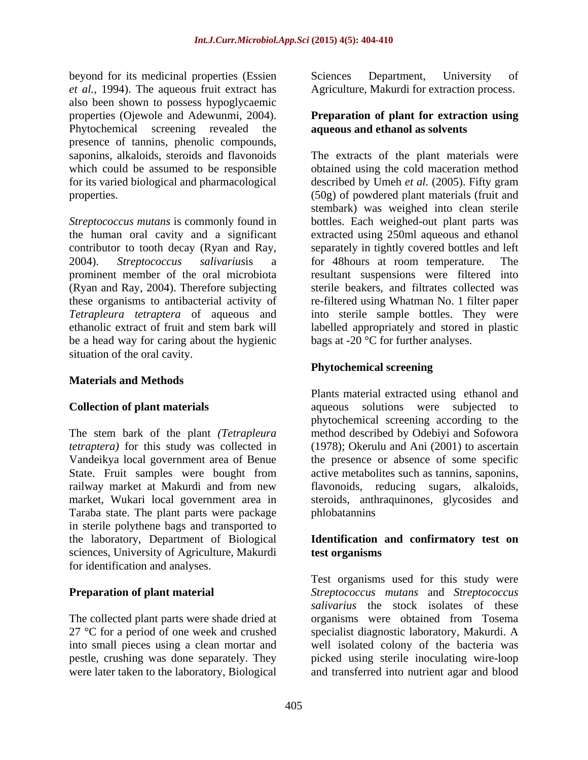beyond for its medicinal properties (Essien *et al.,* 1994). The aqueous fruit extract has also been shown to possess hypoglycaemic properties (Ojewole and Adewunmi, 2004). Phytochemical screening revealed the presence of tannins, phenolic compounds, saponins, alkaloids, steroids and flavonoids which could be assumed to be responsible for its varied biological and pharmacological properties.

*Streptococcus mutans* is commonly found in the human oral cavity and a significant contributor to tooth decay (Ryan and Ray, 2004). *Streptococcus salivarius*is a prominent member of the oral microbiota (Ryan and Ray, 2004). Therefore subjecting these organisms to antibacterial activity of *Tetrapleura tetraptera* of aqueous and ethanolic extract of fruit and stem bark will be a head way for caring about the hygienic situation of the oral cavity.

## Materials and Methods

### Collection of plant materials

The stem bark of the plant *(Tetrapleura tetraptera)* for this study was collected in Vandeikya local government area of Benue State. Fruit samples were bought from railway market at Makurdi and from new market, Wukari local government area in Taraba state. The plant parts were package in sterile polythene bags and transported to the laboratory, Department of Biological sciences, University of Agriculture, Makurdi for identification and analyses.

### Preparation of plant material

The collected plant parts were shade dried at 27 °C for a period of one week and crushed into small pieces using a clean mortar and pestle, crushing was done separately. They were later taken to the laboratory, Biological Sciences Department, University of Agriculture, Makurdi for extraction process.

### Preparation of plant for extraction using aqueous and ethanol as solvents

The extracts of the plant materials were obtained using the cold maceration method described by Umeh *et al.* (2005). Fifty gram (50g) of powdered plant materials (fruit and stembark) was weighed into clean sterile bottles. Each weighed-out plant parts was extracted using 250ml aqueous and ethanol separately in tightly covered bottles and left for 48hours at room temperature. The resultant suspensions were filtered into sterile beakers, and filtrates collected was re-filtered using Whatman No. 1 filter paper into sterile sample bottles. They were labelled appropriately and stored in plastic bags at -20 °C for further analyses.

### Phytochemical screening

Plants material extracted using ethanol and aqueous solutions were subjected to phytochemical screening according to the method described by Odebiyi and Sofowora (1978); Okerulu and Ani (2001) to ascertain the presence or absence of some specific active metabolites such as tannins, saponins, flavonoids, reducing sugars, alkaloids, steroids, anthraquinones, glycosides and phlobatannins

### Identification and confirmatory test on test organisms

Test organisms used for this study were *Streptococcus mutans* and *Streptococcus salivarius* the stock isolates of these organisms were obtained from Tosema specialist diagnostic laboratory, Makurdi. A well isolated colony of the bacteria was picked using sterile inoculating wire-loop and transferred into nutrient agar and blood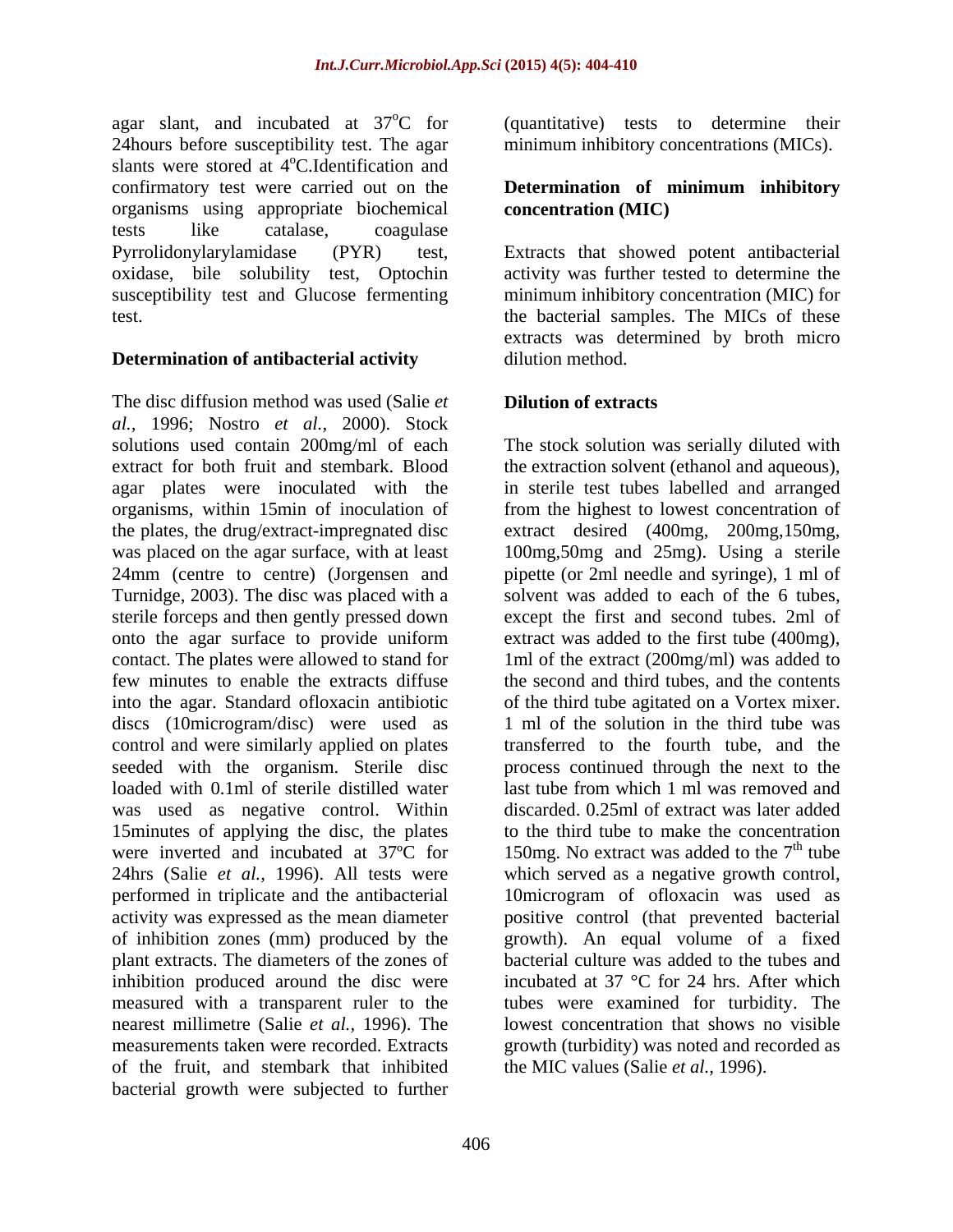agar slant, and incubated at 37$^{o}$C for 24hours before susceptibility test. The agar slants were stored at 4$^{o}$C.Identification and confirmatory test were carried out on the organisms using appropriate biochemical tests like catalase, coagulase Pyrrolidonylarylamidase (PYR) test, oxidase, bile solubility test, Optochin susceptibility test and Glucose fermenting test.

**Determination of antibacterial activity**

The disc diffusion method was used (Salie *et al.,* 1996; Nostro *et al.,* 2000). Stock solutions used contain 200mg/ml of each extract for both fruit and stembark. Blood agar plates were inoculated with the organisms, within 15min of inoculation of the plates, the drug/extract-impregnated disc was placed on the agar surface, with at least 24mm (centre to centre) (Jorgensen and Turnidge, 2003). The disc was placed with a sterile forceps and then gently pressed down onto the agar surface to provide uniform contact. The plates were allowed to stand for few minutes to enable the extracts diffuse into the agar. Standard ofloxacin antibiotic discs (10microgram/disc) were used as control and were similarly applied on plates seeded with the organism. Sterile disc loaded with 0.1ml of sterile distilled water was used as negative control. Within 15minutes of applying the disc, the plates were inverted and incubated at 37ºC for 24hrs (Salie *et al.,* 1996). All tests were performed in triplicate and the antibacterial activity was expressed as the mean diameter of inhibition zones (mm) produced by the plant extracts. The diameters of the zones of inhibition produced around the disc were measured with a transparent ruler to the nearest millimetre (Salie *et al.,* 1996). The measurements taken were recorded. Extracts of the fruit, and stembark that inhibited bacterial growth were subjected to further (quantitative) tests to determine their minimum inhibitory concentrations (MICs).

**Determination of minimum inhibitory concentration (MIC)**

Extracts that showed potent antibacterial activity was further tested to determine the minimum inhibitory concentration (MIC) for the bacterial samples. The MICs of these extracts was determined by broth micro dilution method.

**Dilution of extracts**

The stock solution was serially diluted with the extraction solvent (ethanol and aqueous), in sterile test tubes labelled and arranged from the highest to lowest concentration of extract desired (400mg, 200mg,150mg, 100mg,50mg and 25mg). Using a sterile pipette (or 2ml needle and syringe), 1 ml of solvent was added to each of the 6 tubes, except the first and second tubes. 2ml of extract was added to the first tube (400mg), 1ml of the extract (200mg/ml) was added to the second and third tubes, and the contents of the third tube agitated on a Vortex mixer. 1 ml of the solution in the third tube was transferred to the fourth tube, and the process continued through the next to the last tube from which 1 ml was removed and discarded. 0.25ml of extract was later added to the third tube to make the concentration 150mg. No extract was added to the 7$^{th}$ tube which served as a negative growth control, 10microgram of ofloxacin was used as positive control (that prevented bacterial growth). An equal volume of a fixed bacterial culture was added to the tubes and incubated at 37 °C for 24 hrs. After which tubes were examined for turbidity. The lowest concentration that shows no visible growth (turbidity) was noted and recorded as the MIC values (Salie *et al.,* 1996).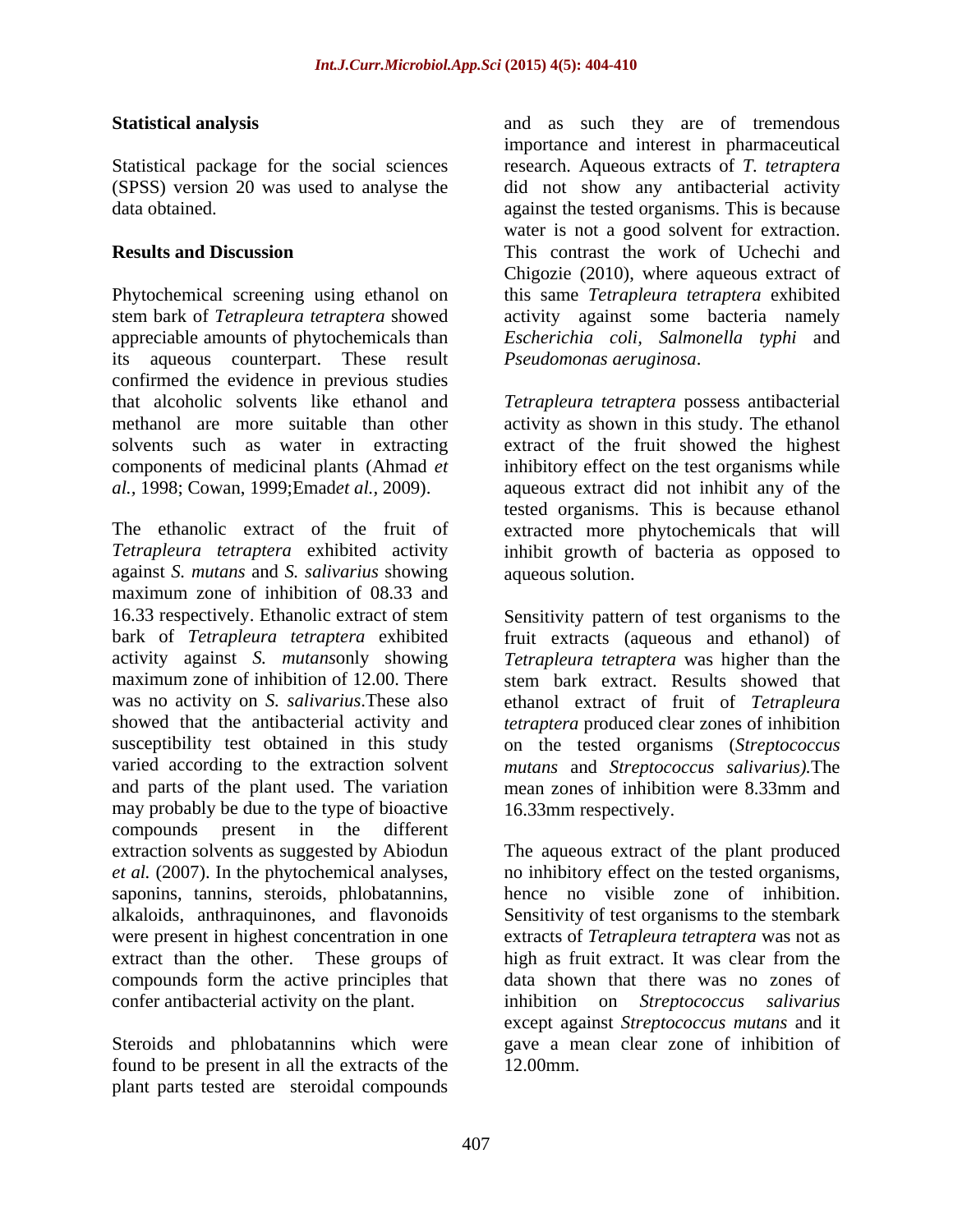## Statistical analysis

Statistical package for the social sciences (SPSS) version 20 was used to analyse the data obtained.

## Results and Discussion

Phytochemical screening using ethanol on stem bark of *Tetrapleura tetraptera* showed appreciable amounts of phytochemicals than its aqueous counterpart. These result confirmed the evidence in previous studies that alcoholic solvents like ethanol and methanol are more suitable than other solvents such as water in extracting components of medicinal plants (Ahmad *et al.,* 1998; Cowan, 1999;Emad*et al.,* 2009).

The ethanolic extract of the fruit of *Tetrapleura tetraptera* exhibited activity against *S. mutans* and *S. salivarius* showing maximum zone of inhibition of 08.33 and 16.33 respectively. Ethanolic extract of stem bark of *Tetrapleura tetraptera* exhibited activity against *S. mutans*only showing maximum zone of inhibition of 12.00. There was no activity on *S. salivarius*.These also showed that the antibacterial activity and susceptibility test obtained in this study varied according to the extraction solvent and parts of the plant used. The variation may probably be due to the type of bioactive compounds present in the different extraction solvents as suggested by Abiodun *et al.* (2007). In the phytochemical analyses, saponins, tannins, steroids, phlobatannins, alkaloids, anthraquinones, and flavonoids were present in highest concentration in one extract than the other. These groups of compounds form the active principles that confer antibacterial activity on the plant.

Steroids and phlobatannins which were found to be present in all the extracts of the plant parts tested are steroidal compounds and as such they are of tremendous importance and interest in pharmaceutical research. Aqueous extracts of *T. tetraptera* did not show any antibacterial activity against the tested organisms. This is because water is not a good solvent for extraction. This contrast the work of Uchechi and Chigozie (2010), where aqueous extract of this same *Tetrapleura tetraptera* exhibited activity against some bacteria namely *Escherichia coli, Salmonella typhi* and *Pseudomonas aeruginosa*.

*Tetrapleura tetraptera* possess antibacterial activity as shown in this study. The ethanol extract of the fruit showed the highest inhibitory effect on the test organisms while aqueous extract did not inhibit any of the tested organisms. This is because ethanol extracted more phytochemicals that will inhibit growth of bacteria as opposed to aqueous solution.

Sensitivity pattern of test organisms to the fruit extracts (aqueous and ethanol) of *Tetrapleura tetraptera* was higher than the stem bark extract. Results showed that ethanol extract of fruit of *Tetrapleura tetraptera* produced clear zones of inhibition on the tested organisms (*Streptococcus mutans* and *Streptococcus salivarius).*The mean zones of inhibition were 8.33mm and 16.33mm respectively.

The aqueous extract of the plant produced no inhibitory effect on the tested organisms, hence no visible zone of inhibition. Sensitivity of test organisms to the stembark extracts of *Tetrapleura tetraptera* was not as high as fruit extract. It was clear from the data shown that there was no zones of inhibition on *Streptococcus salivarius* except against *Streptococcus mutans* and it gave a mean clear zone of inhibition of 12.00mm.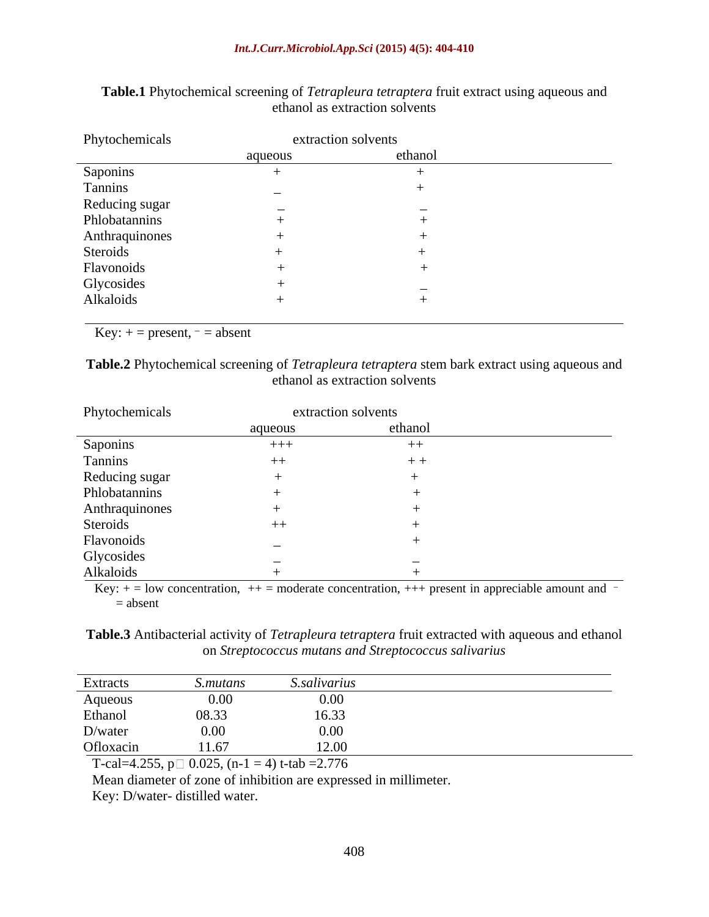**Table.1** Phytochemical screening of *Tetrapleura tetraptera* fruit extract using aqueous and ethanol as extraction solvents

| Phytochemicals | extraction solvents | |
|---|---|---|
| | aqueous | ethanol |
| Saponins | + | + |
| Tannins | _ | + |
| Reducing sugar | _ | _ |
| Phlobatannins | + | + |
| Anthraquinones | + | + |
| Steroids | + | + |
| Flavonoids | + | + |
| Glycosides | + | _ |
| Alkaloids | + | + |

Key: + = present, ⁻ = absent

**Table.2** Phytochemical screening of *Tetrapleura tetraptera* stem bark extract using aqueous and ethanol as extraction solvents

| Phytochemicals | extraction solvents | |
|---|---|---|
| | aqueous | ethanol |
| Saponins | +++ | ++ |
| Tannins | ++ | + + |
| Reducing sugar | + | + |
| Phlobatannins | + | + |
| Anthraquinones | + | + |
| Steroids | ++ | + |
| Flavonoids | _ | + |
| Glycosides | _ | _ |
| Alkaloids | + | + |

Key: + = low concentration, ++ = moderate concentration, +++ present in appreciable amount and ⁻ = absent

**Table.3** Antibacterial activity of *Tetrapleura tetraptera* fruit extracted with aqueous and ethanol on *Streptococcus mutans and Streptococcus salivarius*

| Extracts | *S.mutans* | *S.salivarius* |
|---|---|---|
| Aqueous | 0.00 | 0.00 |
| Ethanol | 08.33 | 16.33 |
| D/water | 0.00 | 0.00 |
| Ofloxacin | 11.67 | 12.00 |

T-cal=4.255, p□ 0.025, (n-1 = 4) t-tab =2.776

Mean diameter of zone of inhibition are expressed in millimeter.

Key: D/water- distilled water.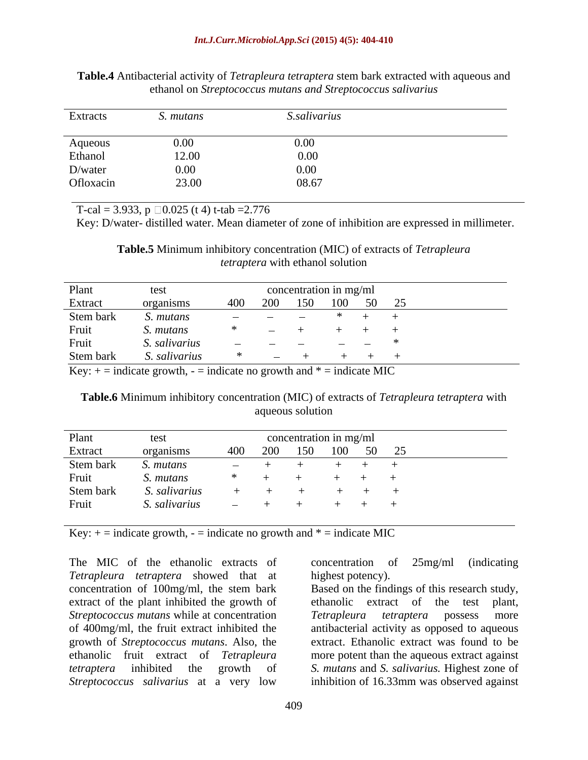**Table.4** Antibacterial activity of *Tetrapleura tetraptera* stem bark extracted with aqueous and ethanol on *Streptococcus mutans and Streptococcus salivarius*

| Extracts | *S. mutans* | *S.salivarius* |
|---|---|---|
| Aqueous | 0.00 | 0.00 |
| Ethanol | 12.00 | 0.00 |
| D/water | 0.00 | 0.00 |
| Ofloxacin | 23.00 | 08.67 |

T-cal = 3.933, p □0.025 (t 4) t-tab =2.776

Key: D/water- distilled water. Mean diameter of zone of inhibition are expressed in millimeter.

**Table.5** Minimum inhibitory concentration (MIC) of extracts of *Tetrapleura tetraptera* with ethanol solution

| Plant Extract | test organisms | concentration in mg/ml 400 | 200 | 150 | 100 | 50 | 25 |
|---|---|---|---|---|---|---|---|
| Stem bark | *S. mutans* | – | – | – | * | + | + |
| Fruit | *S. mutans* | * | – | + | + | + | + |
| Fruit | *S. salivarius* | – | – | – | – | – | * |
| Stem bark | *S. salivarius* | * | – | + | + | + | + |

Key: + = indicate growth, - = indicate no growth and * = indicate MIC

**Table.6** Minimum inhibitory concentration (MIC) of extracts of *Tetrapleura tetraptera* with aqueous solution

| Plant Extract | test organisms | concentration in mg/ml 400 | 200 | 150 | 100 | 50 | 25 |
|---|---|---|---|---|---|---|---|
| Stem bark | *S. mutans* | – | + | + | + | + | + |
| Fruit | *S. mutans* | * | + | + | + | + | + |
| Stem bark | *S. salivarius* | + | + | + | + | + | + |
| Fruit | *S. salivarius* | – | + | + | + | + | + |

Key: + = indicate growth, - = indicate no growth and * = indicate MIC

The MIC of the ethanolic extracts of *Tetrapleura tetraptera* showed that at concentration of 100mg/ml, the stem bark extract of the plant inhibited the growth of *Streptococcus mutans* while at concentration of 400mg/ml, the fruit extract inhibited the growth of *Streptococcus mutans*. Also, the ethanolic fruit extract of *Tetrapleura tetraptera* inhibited the growth of *Streptococcus salivarius* at a very low concentration of 25mg/ml (indicating highest potency).

Based on the findings of this research study, ethanolic extract of the test plant, *Tetrapleura tetraptera* possess more antibacterial activity as opposed to aqueous extract. Ethanolic extract was found to be more potent than the aqueous extract against *S. mutans* and *S. salivarius.* Highest zone of inhibition of 16.33mm was observed against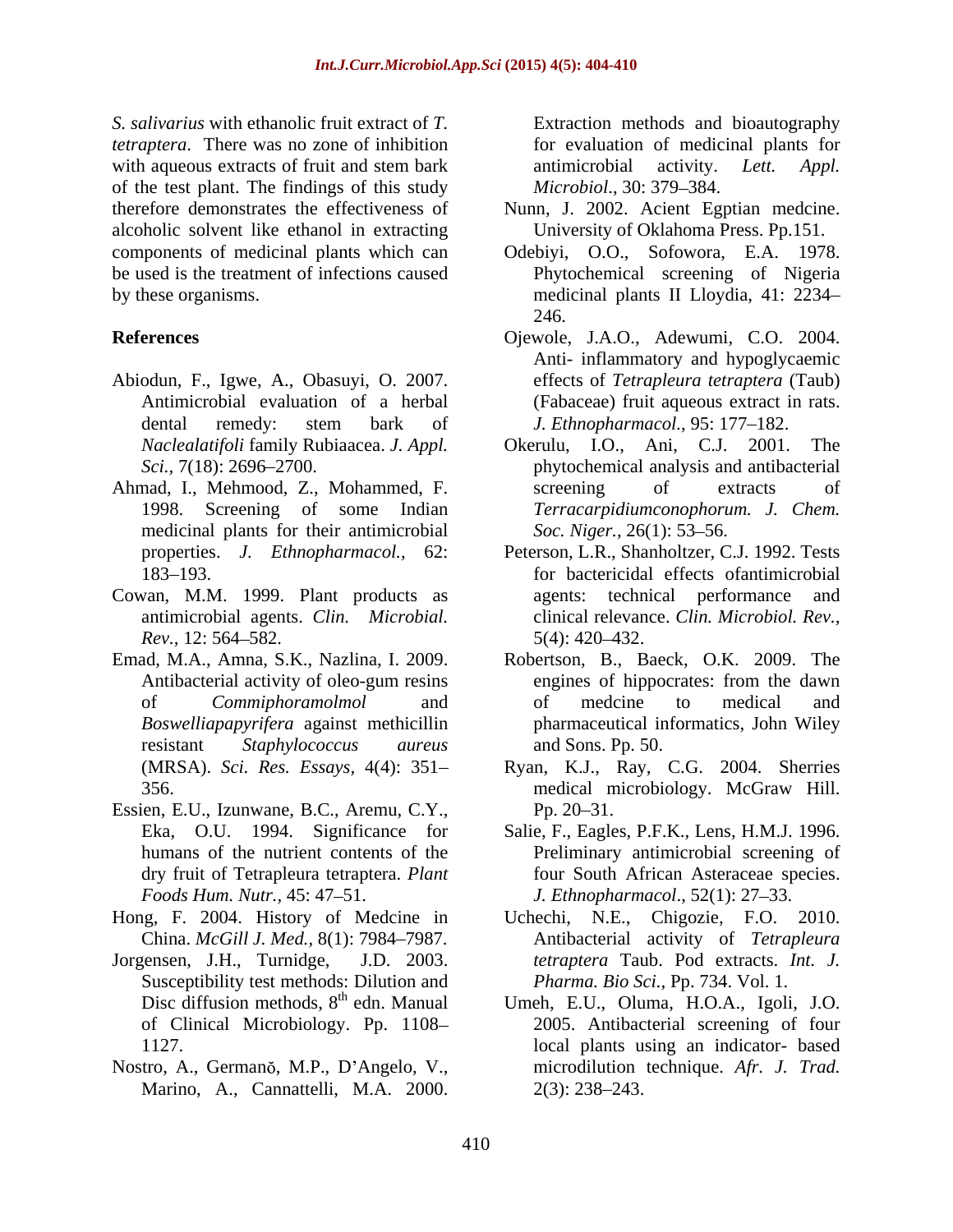*S. salivarius* with ethanolic fruit extract of *T. tetraptera*. There was no zone of inhibition with aqueous extracts of fruit and stem bark of the test plant. The findings of this study therefore demonstrates the effectiveness of alcoholic solvent like ethanol in extracting components of medicinal plants which can be used is the treatment of infections caused by these organisms.

## References

Abiodun, F., Igwe, A., Obasuyi, O. 2007. Antimicrobial evaluation of a herbal dental remedy: stem bark of *Naclealatifoli* family Rubiaacea. *J. Appl. Sci.*, 7(18): 2696–2700.

Ahmad, I., Mehmood, Z., Mohammed, F. 1998. Screening of some Indian medicinal plants for their antimicrobial properties. *J. Ethnopharmacol.,* 62: 183–193.

Cowan, M.M. 1999. Plant products as antimicrobial agents. *Clin. Microbial. Rev*., 12: 564–582.

Emad, M.A., Amna, S.K., Nazlina, I. 2009. Antibacterial activity of oleo-gum resins of *Commiphoramolmol* and *Boswelliapapyrifera* against methicillin resistant *Staphylococcus aureus* (MRSA). *Sci. Res. Essays,* 4(4): 351–356.

Essien, E.U., Izunwane, B.C., Aremu, C.Y., Eka, O.U. 1994. Significance for humans of the nutrient contents of the dry fruit of Tetrapleura tetraptera. *Plant Foods Hum. Nutr.,* 45: 47–51.

Hong, F. 2004. History of Medcine in China. *McGill J. Med.,* 8(1): 7984–7987.

Jorgensen, J.H., Turnidge, J.D. 2003. Susceptibility test methods: Dilution and Disc diffusion methods, 8th edn. Manual of Clinical Microbiology. Pp. 1108–1127.

Nostro, A., Germanŏ, M.P., D'Angelo, V., Marino, A., Cannattelli, M.A. 2000. Extraction methods and bioautography for evaluation of medicinal plants for antimicrobial activity. *Lett. Appl. Microbiol*., 30: 379–384.

Nunn, J. 2002. Acient Egptian medcine. University of Oklahoma Press. Pp.151.

Odebiyi, O.O., Sofowora, E.A. 1978. Phytochemical screening of Nigeria medicinal plants II Lloydia, 41: 2234–246.

Ojewole, J.A.O., Adewumi, C.O. 2004. Anti- inflammatory and hypoglycaemic effects of *Tetrapleura tetraptera* (Taub) (Fabaceae) fruit aqueous extract in rats. *J. Ethnopharmacol.,* 95: 177–182.

Okerulu, I.O., Ani, C.J. 2001. The phytochemical analysis and antibacterial screening of extracts of *Terracarpidiumconophorum. J. Chem. Soc. Niger.,* 26(1): 53–56.

Peterson, L.R., Shanholtzer, C.J. 1992. Tests for bactericidal effects ofantimicrobial agents: technical performance and clinical relevance. *Clin. Microbiol. Rev.,* 5(4): 420–432.

Robertson, B., Baeck, O.K. 2009. The engines of hippocrates: from the dawn of medcine to medical and pharmaceutical informatics, John Wiley and Sons. Pp. 50.

Ryan, K.J., Ray, C.G. 2004. Sherries medical microbiology. McGraw Hill. Pp. 20–31.

Salie, F., Eagles, P.F.K., Lens, H.M.J. 1996. Preliminary antimicrobial screening of four South African Asteraceae species. *J. Ethnopharmacol*., 52(1): 27–33.

Uchechi, N.E., Chigozie, F.O. 2010. Antibacterial activity of *Tetrapleura tetraptera* Taub. Pod extracts. *Int. J. Pharma. Bio Sci.,* Pp. 734. Vol. 1.

Umeh, E.U., Oluma, H.O.A., Igoli, J.O. 2005. Antibacterial screening of four local plants using an indicator- based microdilution technique. *Afr. J. Trad.* 2(3): 238–243.